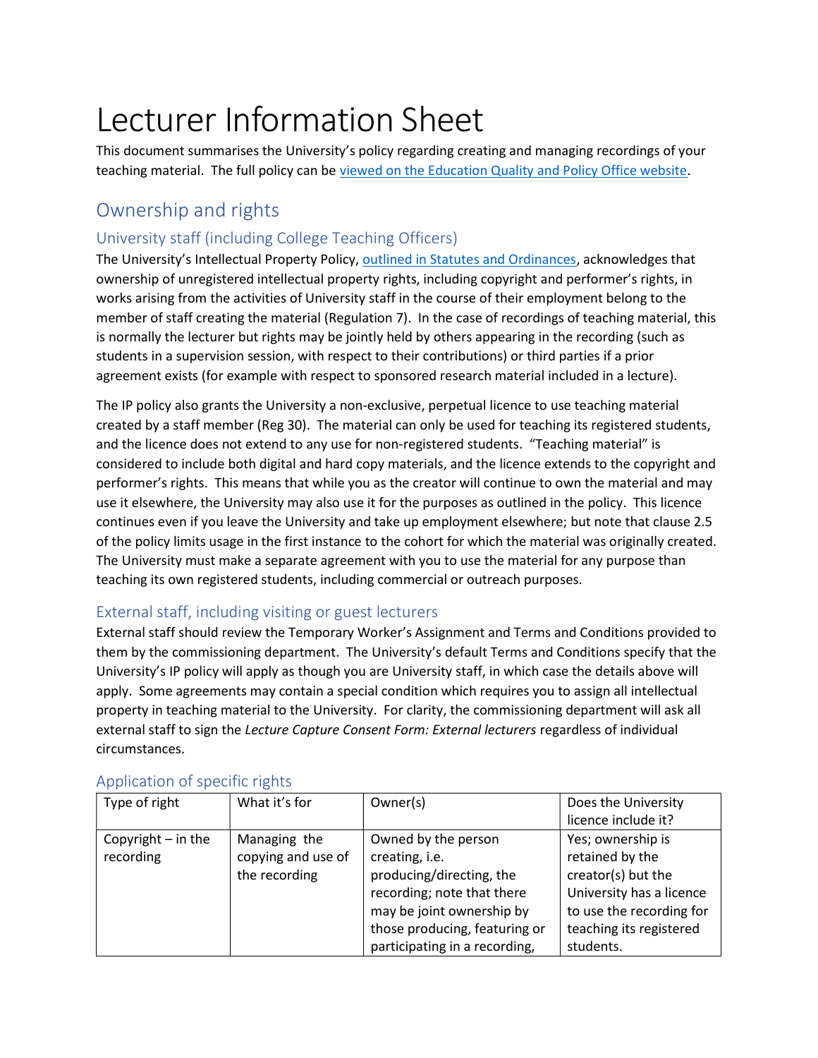# Lecturer Information Sheet

This document summarises the University's policy regarding creating and managing recordings of your teaching material. The full policy can be viewed on the Education Quality and Policy Office website.

## Ownership and rights

### University staff (including College Teaching Officers)

The University's Intellectual Property Policy, outlined in Statutes and Ordinances, acknowledges that ownership of unregistered intellectual property rights, including copyright and performer's rights, in works arising from the activities of University staff in the course of their employment belong to the member of staff creating the material (Regulation 7). In the case of recordings of teaching material, this is normally the lecturer but rights may be jointly held by others appearing in the recording (such as students in a supervision session, with respect to their contributions) or third parties if a prior agreement exists (for example with respect to sponsored research material included in a lecture).

The IP policy also grants the University a non-exclusive, perpetual licence to use teaching material created by a staff member (Reg 30). The material can only be used for teaching its registered students, and the licence does not extend to any use for non-registered students. "Teaching material" is considered to include both digital and hard copy materials, and the licence extends to the copyright and performer's rights. This means that while you as the creator will continue to own the material and may use it elsewhere, the University may also use it for the purposes as outlined in the policy. This licence continues even if you leave the University and take up employment elsewhere; but note that clause 2.5 of the policy limits usage in the first instance to the cohort for which the material was originally created. The University must make a separate agreement with you to use the material for any purpose than teaching its own registered students, including commercial or outreach purposes.

### External staff, including visiting or guest lecturers

External staff should review the Temporary Worker's Assignment and Terms and Conditions provided to them by the commissioning department. The University's default Terms and Conditions specify that the University's IP policy will apply as though you are University staff, in which case the details above will apply. Some agreements may contain a special condition which requires you to assign all intellectual property in teaching material to the University. For clarity, the commissioning department will ask all external staff to sign the *Lecture Capture Consent Form: External lecturers* regardless of individual circumstances.

### Application of specific rights

| Type of right | What it's for | Owner(s) | Does the University licence include it? |
|---|---|---|---|
| Copyright – in the recording | Managing the copying and use of the recording | Owned by the person creating, i.e. producing/directing, the recording; note that there may be joint ownership by those producing, featuring or participating in a recording, | Yes; ownership is retained by the creator(s) but the University has a licence to use the recording for teaching its registered students. |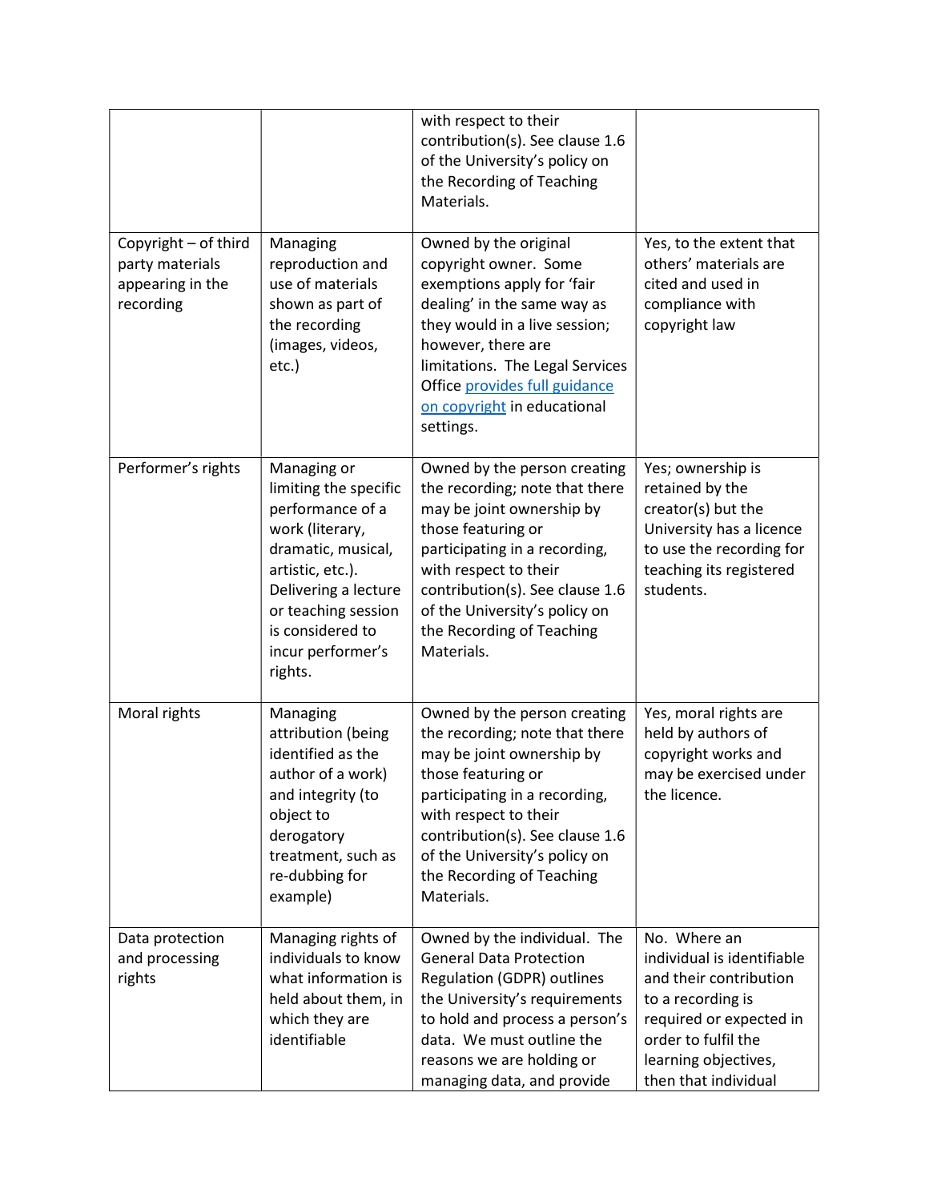| | | | |
|---|---|---|---|
| | | with respect to their contribution(s). See clause 1.6 of the University's policy on the Recording of Teaching Materials. | |
| Copyright – of third party materials appearing in the recording | Managing reproduction and use of materials shown as part of the recording (images, videos, etc.) | Owned by the original copyright owner. Some exemptions apply for 'fair dealing' in the same way as they would in a live session; however, there are limitations. The Legal Services Office provides full guidance on copyright in educational settings. | Yes, to the extent that others' materials are cited and used in compliance with copyright law |
| Performer's rights | Managing or limiting the specific performance of a work (literary, dramatic, musical, artistic, etc.). Delivering a lecture or teaching session is considered to incur performer's rights. | Owned by the person creating the recording; note that there may be joint ownership by those featuring or participating in a recording, with respect to their contribution(s). See clause 1.6 of the University's policy on the Recording of Teaching Materials. | Yes; ownership is retained by the creator(s) but the University has a licence to use the recording for teaching its registered students. |
| Moral rights | Managing attribution (being identified as the author of a work) and integrity (to object to derogatory treatment, such as re-dubbing for example) | Owned by the person creating the recording; note that there may be joint ownership by those featuring or participating in a recording, with respect to their contribution(s). See clause 1.6 of the University's policy on the Recording of Teaching Materials. | Yes, moral rights are held by authors of copyright works and may be exercised under the licence. |
| Data protection and processing rights | Managing rights of individuals to know what information is held about them, in which they are identifiable | Owned by the individual. The General Data Protection Regulation (GDPR) outlines the University's requirements to hold and process a person's data. We must outline the reasons we are holding or managing data, and provide | No. Where an individual is identifiable and their contribution to a recording is required or expected in order to fulfil the learning objectives, then that individual |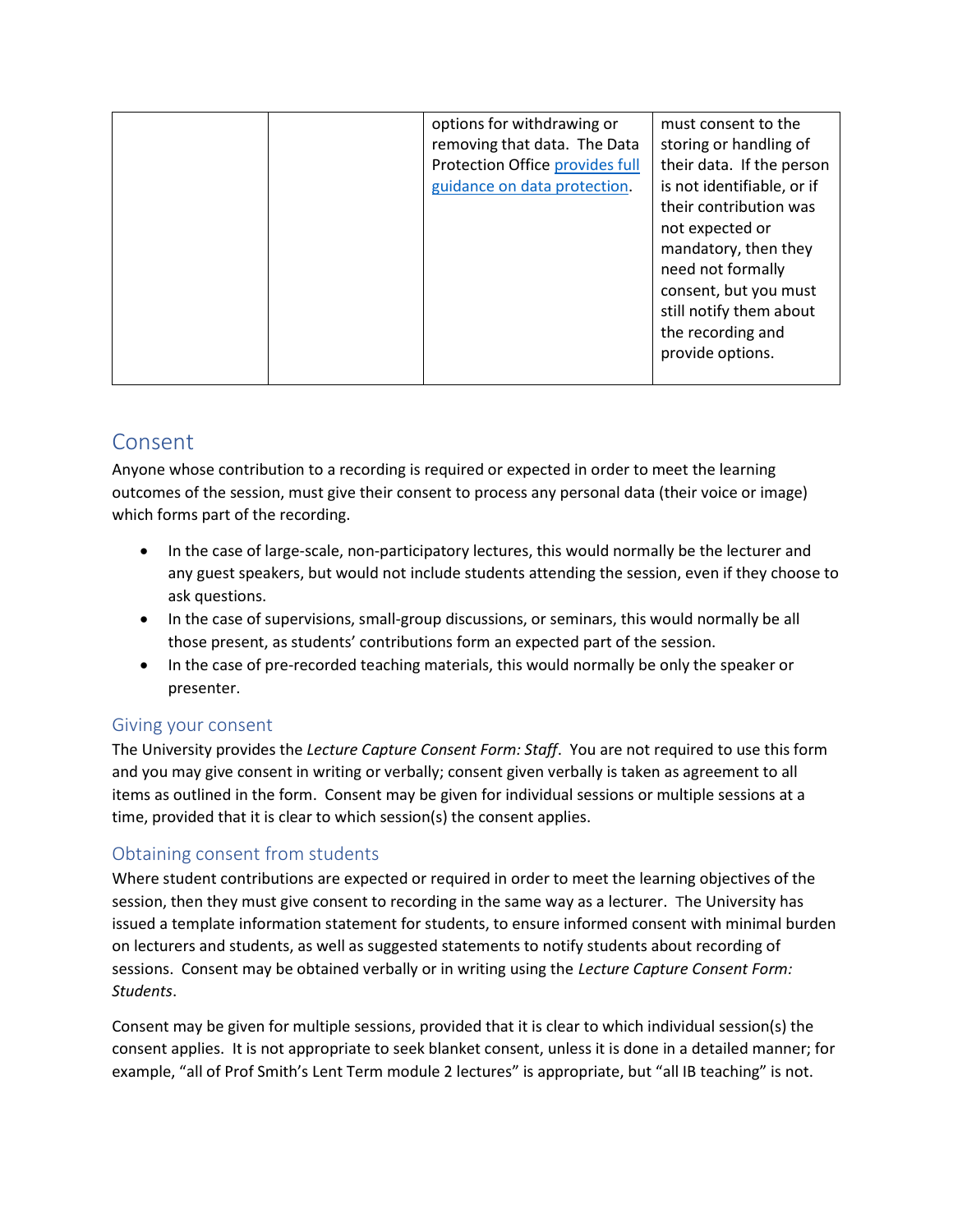|  |  | options for withdrawing or removing that data. The Data Protection Office provides full guidance on data protection. | must consent to the storing or handling of their data. If the person is not identifiable, or if their contribution was not expected or mandatory, then they need not formally consent, but you must still notify them about the recording and provide options. |
|---|---|---|---|

## Consent

Anyone whose contribution to a recording is required or expected in order to meet the learning outcomes of the session, must give their consent to process any personal data (their voice or image) which forms part of the recording.

- In the case of large-scale, non-participatory lectures, this would normally be the lecturer and any guest speakers, but would not include students attending the session, even if they choose to ask questions.
- In the case of supervisions, small-group discussions, or seminars, this would normally be all those present, as students' contributions form an expected part of the session.
- In the case of pre-recorded teaching materials, this would normally be only the speaker or presenter.

### Giving your consent

The University provides the *Lecture Capture Consent Form: Staff*. You are not required to use this form and you may give consent in writing or verbally; consent given verbally is taken as agreement to all items as outlined in the form. Consent may be given for individual sessions or multiple sessions at a time, provided that it is clear to which session(s) the consent applies.

### Obtaining consent from students

Where student contributions are expected or required in order to meet the learning objectives of the session, then they must give consent to recording in the same way as a lecturer. The University has issued a template information statement for students, to ensure informed consent with minimal burden on lecturers and students, as well as suggested statements to notify students about recording of sessions. Consent may be obtained verbally or in writing using the *Lecture Capture Consent Form: Students*.

Consent may be given for multiple sessions, provided that it is clear to which individual session(s) the consent applies. It is not appropriate to seek blanket consent, unless it is done in a detailed manner; for example, "all of Prof Smith's Lent Term module 2 lectures" is appropriate, but "all IB teaching" is not.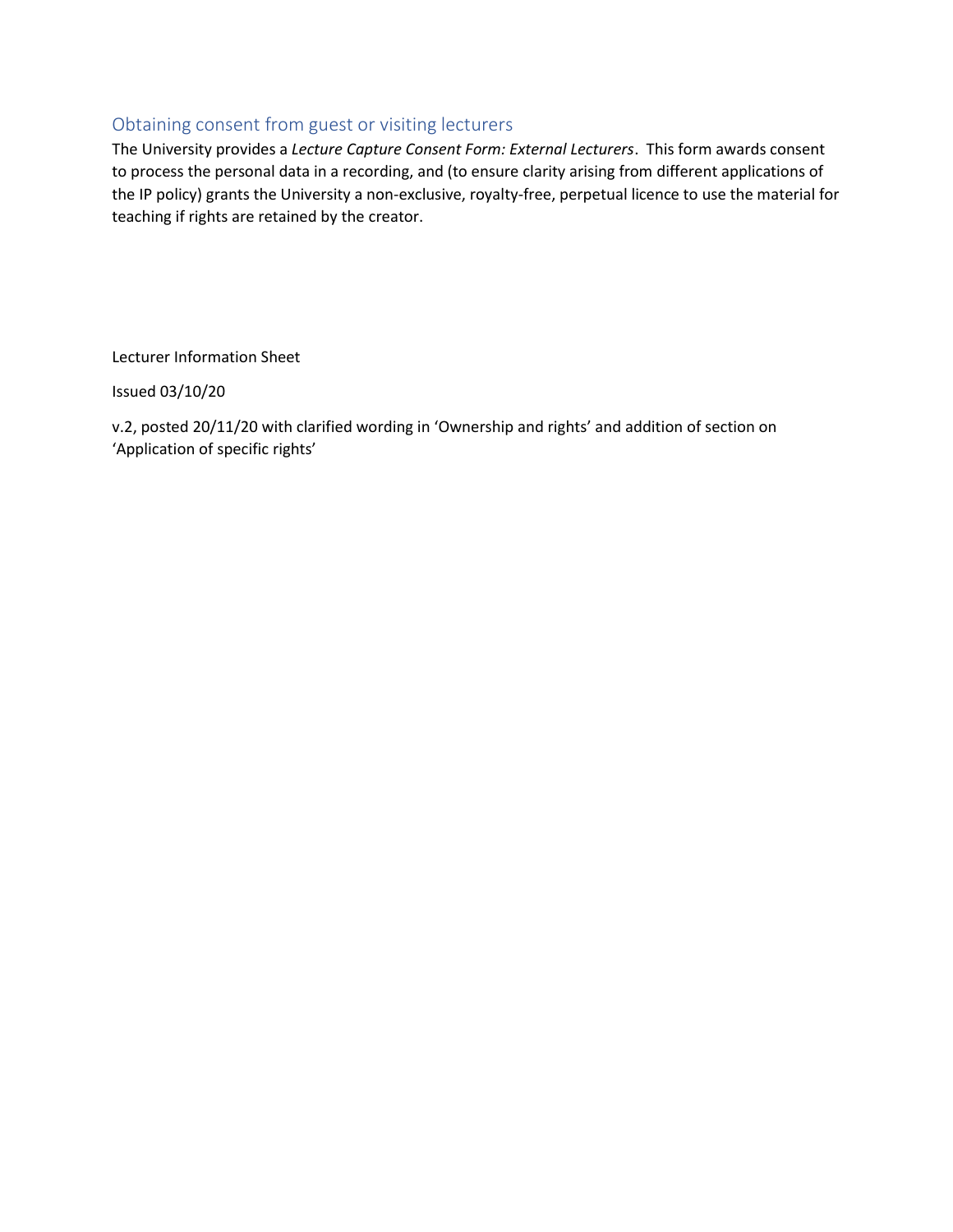## Obtaining consent from guest or visiting lecturers

The University provides a *Lecture Capture Consent Form: External Lecturers*. This form awards consent to process the personal data in a recording, and (to ensure clarity arising from different applications of the IP policy) grants the University a non-exclusive, royalty-free, perpetual licence to use the material for teaching if rights are retained by the creator.

Lecturer Information Sheet

Issued 03/10/20

v.2, posted 20/11/20 with clarified wording in 'Ownership and rights' and addition of section on 'Application of specific rights'